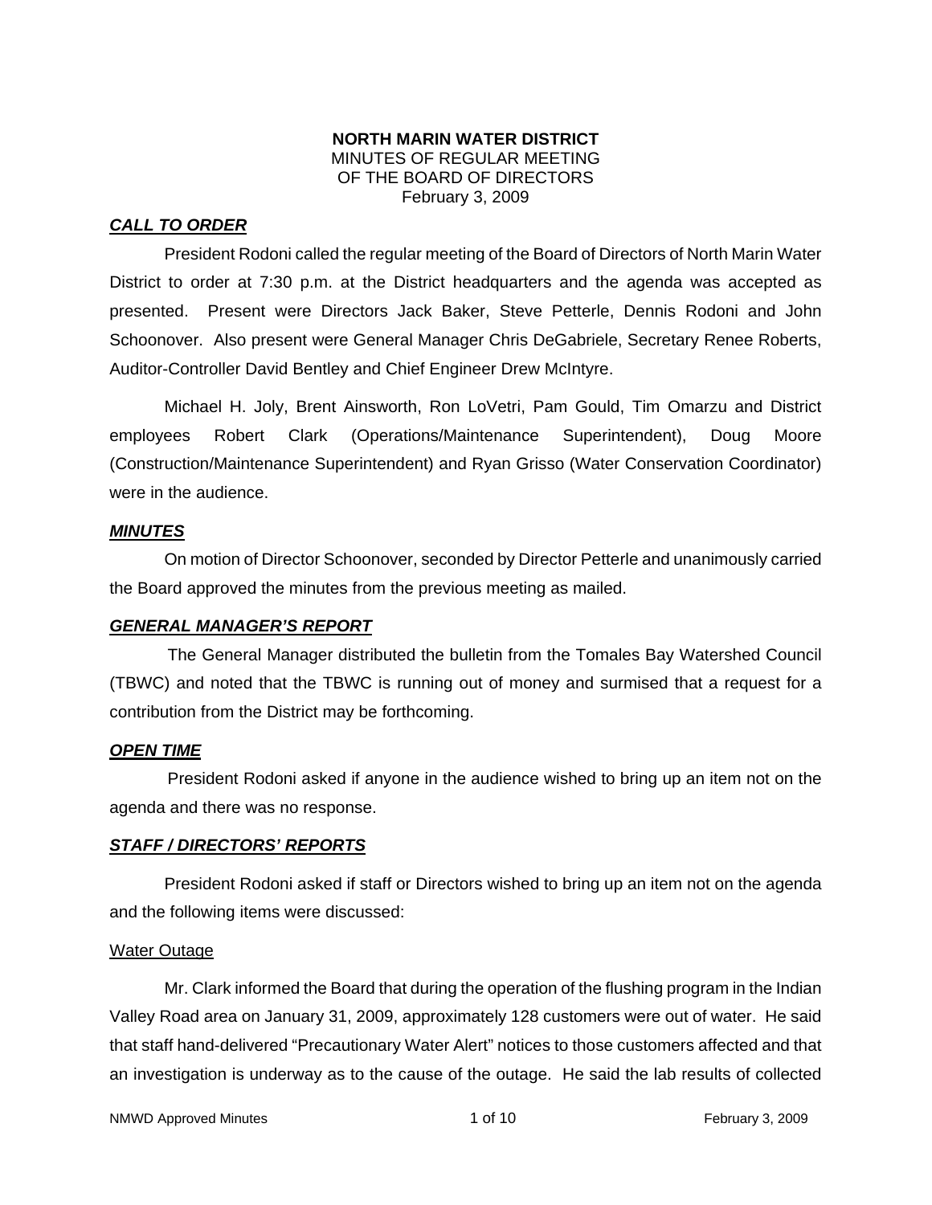**NORTH MARIN WATER DISTRICT**
MINUTES OF REGULAR MEETING
OF THE BOARD OF DIRECTORS
February 3, 2009

## ***CALL TO ORDER***

President Rodoni called the regular meeting of the Board of Directors of North Marin Water District to order at 7:30 p.m. at the District headquarters and the agenda was accepted as presented. Present were Directors Jack Baker, Steve Petterle, Dennis Rodoni and John Schoonover. Also present were General Manager Chris DeGabriele, Secretary Renee Roberts, Auditor-Controller David Bentley and Chief Engineer Drew McIntyre.

Michael H. Joly, Brent Ainsworth, Ron LoVetri, Pam Gould, Tim Omarzu and District employees Robert Clark (Operations/Maintenance Superintendent), Doug Moore (Construction/Maintenance Superintendent) and Ryan Grisso (Water Conservation Coordinator) were in the audience.

## ***MINUTES***

On motion of Director Schoonover, seconded by Director Petterle and unanimously carried the Board approved the minutes from the previous meeting as mailed.

## ***GENERAL MANAGER'S REPORT***

The General Manager distributed the bulletin from the Tomales Bay Watershed Council (TBWC) and noted that the TBWC is running out of money and surmised that a request for a contribution from the District may be forthcoming.

## ***OPEN TIME***

President Rodoni asked if anyone in the audience wished to bring up an item not on the agenda and there was no response.

## ***STAFF / DIRECTORS' REPORTS***

President Rodoni asked if staff or Directors wished to bring up an item not on the agenda and the following items were discussed:

### Water Outage

Mr. Clark informed the Board that during the operation of the flushing program in the Indian Valley Road area on January 31, 2009, approximately 128 customers were out of water. He said that staff hand-delivered "Precautionary Water Alert" notices to those customers affected and that an investigation is underway as to the cause of the outage. He said the lab results of collected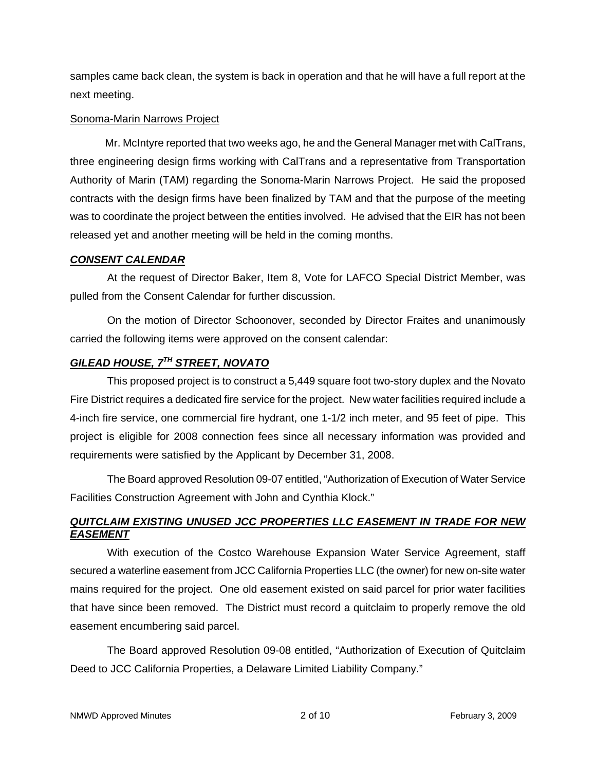samples came back clean, the system is back in operation and that he will have a full report at the next meeting.

Sonoma-Marin Narrows Project

Mr. McIntyre reported that two weeks ago, he and the General Manager met with CalTrans, three engineering design firms working with CalTrans and a representative from Transportation Authority of Marin (TAM) regarding the Sonoma-Marin Narrows Project. He said the proposed contracts with the design firms have been finalized by TAM and that the purpose of the meeting was to coordinate the project between the entities involved. He advised that the EIR has not been released yet and another meeting will be held in the coming months.

***CONSENT CALENDAR***

At the request of Director Baker, Item 8, Vote for LAFCO Special District Member, was pulled from the Consent Calendar for further discussion.

On the motion of Director Schoonover, seconded by Director Fraites and unanimously carried the following items were approved on the consent calendar:

***GILEAD HOUSE, 7TH STREET, NOVATO***

This proposed project is to construct a 5,449 square foot two-story duplex and the Novato Fire District requires a dedicated fire service for the project. New water facilities required include a 4-inch fire service, one commercial fire hydrant, one 1-1/2 inch meter, and 95 feet of pipe. This project is eligible for 2008 connection fees since all necessary information was provided and requirements were satisfied by the Applicant by December 31, 2008.

The Board approved Resolution 09-07 entitled, "Authorization of Execution of Water Service Facilities Construction Agreement with John and Cynthia Klock."

***QUITCLAIM EXISTING UNUSED JCC PROPERTIES LLC EASEMENT IN TRADE FOR NEW EASEMENT***

With execution of the Costco Warehouse Expansion Water Service Agreement, staff secured a waterline easement from JCC California Properties LLC (the owner) for new on-site water mains required for the project. One old easement existed on said parcel for prior water facilities that have since been removed. The District must record a quitclaim to properly remove the old easement encumbering said parcel.

The Board approved Resolution 09-08 entitled, "Authorization of Execution of Quitclaim Deed to JCC California Properties, a Delaware Limited Liability Company."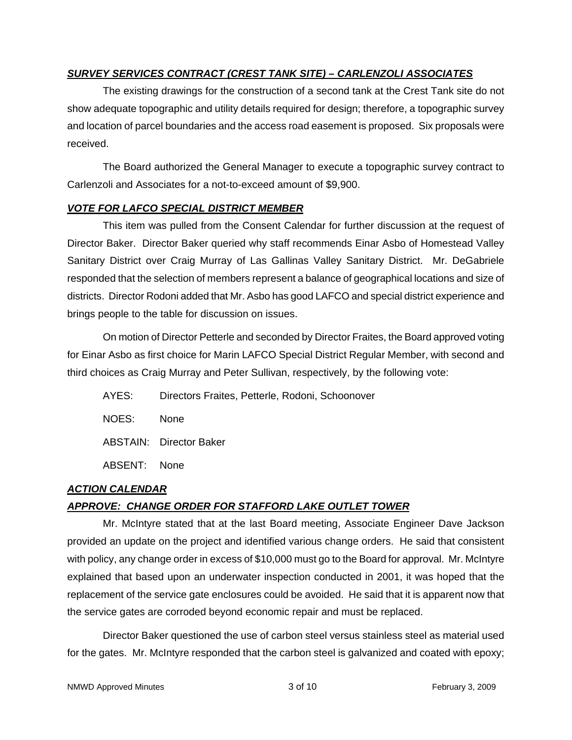***SURVEY SERVICES CONTRACT (CREST TANK SITE) – CARLENZOLI ASSOCIATES***

The existing drawings for the construction of a second tank at the Crest Tank site do not show adequate topographic and utility details required for design; therefore, a topographic survey and location of parcel boundaries and the access road easement is proposed. Six proposals were received.

The Board authorized the General Manager to execute a topographic survey contract to Carlenzoli and Associates for a not-to-exceed amount of $9,900.

***VOTE FOR LAFCO SPECIAL DISTRICT MEMBER***

This item was pulled from the Consent Calendar for further discussion at the request of Director Baker. Director Baker queried why staff recommends Einar Asbo of Homestead Valley Sanitary District over Craig Murray of Las Gallinas Valley Sanitary District. Mr. DeGabriele responded that the selection of members represent a balance of geographical locations and size of districts. Director Rodoni added that Mr. Asbo has good LAFCO and special district experience and brings people to the table for discussion on issues.

On motion of Director Petterle and seconded by Director Fraites, the Board approved voting for Einar Asbo as first choice for Marin LAFCO Special District Regular Member, with second and third choices as Craig Murray and Peter Sullivan, respectively, by the following vote:

AYES: Directors Fraites, Petterle, Rodoni, Schoonover

NOES: None

ABSTAIN: Director Baker

ABSENT: None

***ACTION CALENDAR***

***APPROVE: CHANGE ORDER FOR STAFFORD LAKE OUTLET TOWER***

Mr. McIntyre stated that at the last Board meeting, Associate Engineer Dave Jackson provided an update on the project and identified various change orders. He said that consistent with policy, any change order in excess of $10,000 must go to the Board for approval. Mr. McIntyre explained that based upon an underwater inspection conducted in 2001, it was hoped that the replacement of the service gate enclosures could be avoided. He said that it is apparent now that the service gates are corroded beyond economic repair and must be replaced.

Director Baker questioned the use of carbon steel versus stainless steel as material used for the gates. Mr. McIntyre responded that the carbon steel is galvanized and coated with epoxy;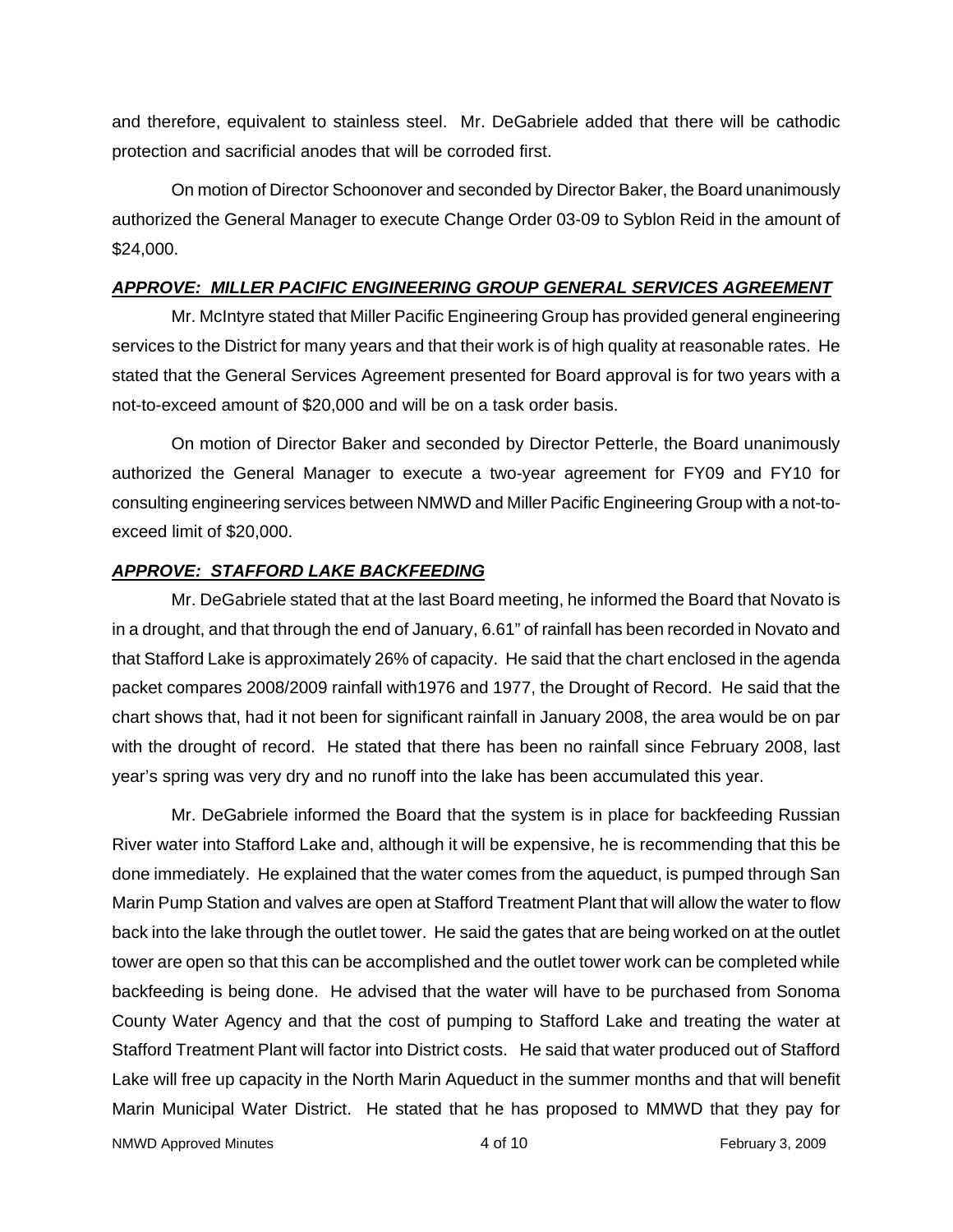and therefore, equivalent to stainless steel. Mr. DeGabriele added that there will be cathodic protection and sacrificial anodes that will be corroded first.

On motion of Director Schoonover and seconded by Director Baker, the Board unanimously authorized the General Manager to execute Change Order 03-09 to Syblon Reid in the amount of $24,000.

***APPROVE: MILLER PACIFIC ENGINEERING GROUP GENERAL SERVICES AGREEMENT***

Mr. McIntyre stated that Miller Pacific Engineering Group has provided general engineering services to the District for many years and that their work is of high quality at reasonable rates. He stated that the General Services Agreement presented for Board approval is for two years with a not-to-exceed amount of $20,000 and will be on a task order basis.

On motion of Director Baker and seconded by Director Petterle, the Board unanimously authorized the General Manager to execute a two-year agreement for FY09 and FY10 for consulting engineering services between NMWD and Miller Pacific Engineering Group with a not-to-exceed limit of $20,000.

***APPROVE: STAFFORD LAKE BACKFEEDING***

Mr. DeGabriele stated that at the last Board meeting, he informed the Board that Novato is in a drought, and that through the end of January, 6.61" of rainfall has been recorded in Novato and that Stafford Lake is approximately 26% of capacity. He said that the chart enclosed in the agenda packet compares 2008/2009 rainfall with1976 and 1977, the Drought of Record. He said that the chart shows that, had it not been for significant rainfall in January 2008, the area would be on par with the drought of record. He stated that there has been no rainfall since February 2008, last year's spring was very dry and no runoff into the lake has been accumulated this year.

Mr. DeGabriele informed the Board that the system is in place for backfeeding Russian River water into Stafford Lake and, although it will be expensive, he is recommending that this be done immediately. He explained that the water comes from the aqueduct, is pumped through San Marin Pump Station and valves are open at Stafford Treatment Plant that will allow the water to flow back into the lake through the outlet tower. He said the gates that are being worked on at the outlet tower are open so that this can be accomplished and the outlet tower work can be completed while backfeeding is being done. He advised that the water will have to be purchased from Sonoma County Water Agency and that the cost of pumping to Stafford Lake and treating the water at Stafford Treatment Plant will factor into District costs. He said that water produced out of Stafford Lake will free up capacity in the North Marin Aqueduct in the summer months and that will benefit Marin Municipal Water District. He stated that he has proposed to MMWD that they pay for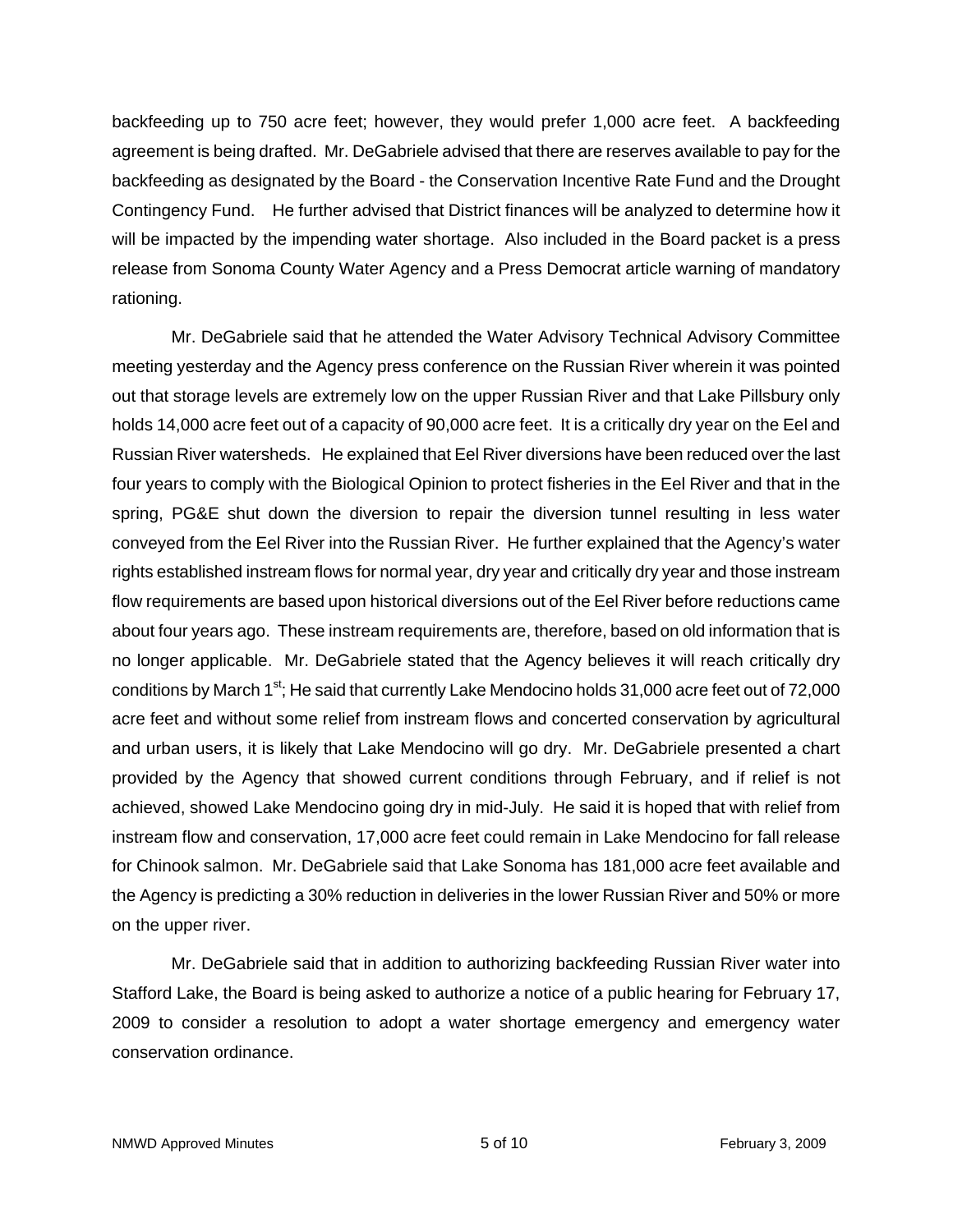backfeeding up to 750 acre feet; however, they would prefer 1,000 acre feet. A backfeeding agreement is being drafted. Mr. DeGabriele advised that there are reserves available to pay for the backfeeding as designated by the Board - the Conservation Incentive Rate Fund and the Drought Contingency Fund. He further advised that District finances will be analyzed to determine how it will be impacted by the impending water shortage. Also included in the Board packet is a press release from Sonoma County Water Agency and a Press Democrat article warning of mandatory rationing.

Mr. DeGabriele said that he attended the Water Advisory Technical Advisory Committee meeting yesterday and the Agency press conference on the Russian River wherein it was pointed out that storage levels are extremely low on the upper Russian River and that Lake Pillsbury only holds 14,000 acre feet out of a capacity of 90,000 acre feet. It is a critically dry year on the Eel and Russian River watersheds. He explained that Eel River diversions have been reduced over the last four years to comply with the Biological Opinion to protect fisheries in the Eel River and that in the spring, PG&E shut down the diversion to repair the diversion tunnel resulting in less water conveyed from the Eel River into the Russian River. He further explained that the Agency's water rights established instream flows for normal year, dry year and critically dry year and those instream flow requirements are based upon historical diversions out of the Eel River before reductions came about four years ago. These instream requirements are, therefore, based on old information that is no longer applicable. Mr. DeGabriele stated that the Agency believes it will reach critically dry conditions by March 1st; He said that currently Lake Mendocino holds 31,000 acre feet out of 72,000 acre feet and without some relief from instream flows and concerted conservation by agricultural and urban users, it is likely that Lake Mendocino will go dry. Mr. DeGabriele presented a chart provided by the Agency that showed current conditions through February, and if relief is not achieved, showed Lake Mendocino going dry in mid-July. He said it is hoped that with relief from instream flow and conservation, 17,000 acre feet could remain in Lake Mendocino for fall release for Chinook salmon. Mr. DeGabriele said that Lake Sonoma has 181,000 acre feet available and the Agency is predicting a 30% reduction in deliveries in the lower Russian River and 50% or more on the upper river.

Mr. DeGabriele said that in addition to authorizing backfeeding Russian River water into Stafford Lake, the Board is being asked to authorize a notice of a public hearing for February 17, 2009 to consider a resolution to adopt a water shortage emergency and emergency water conservation ordinance.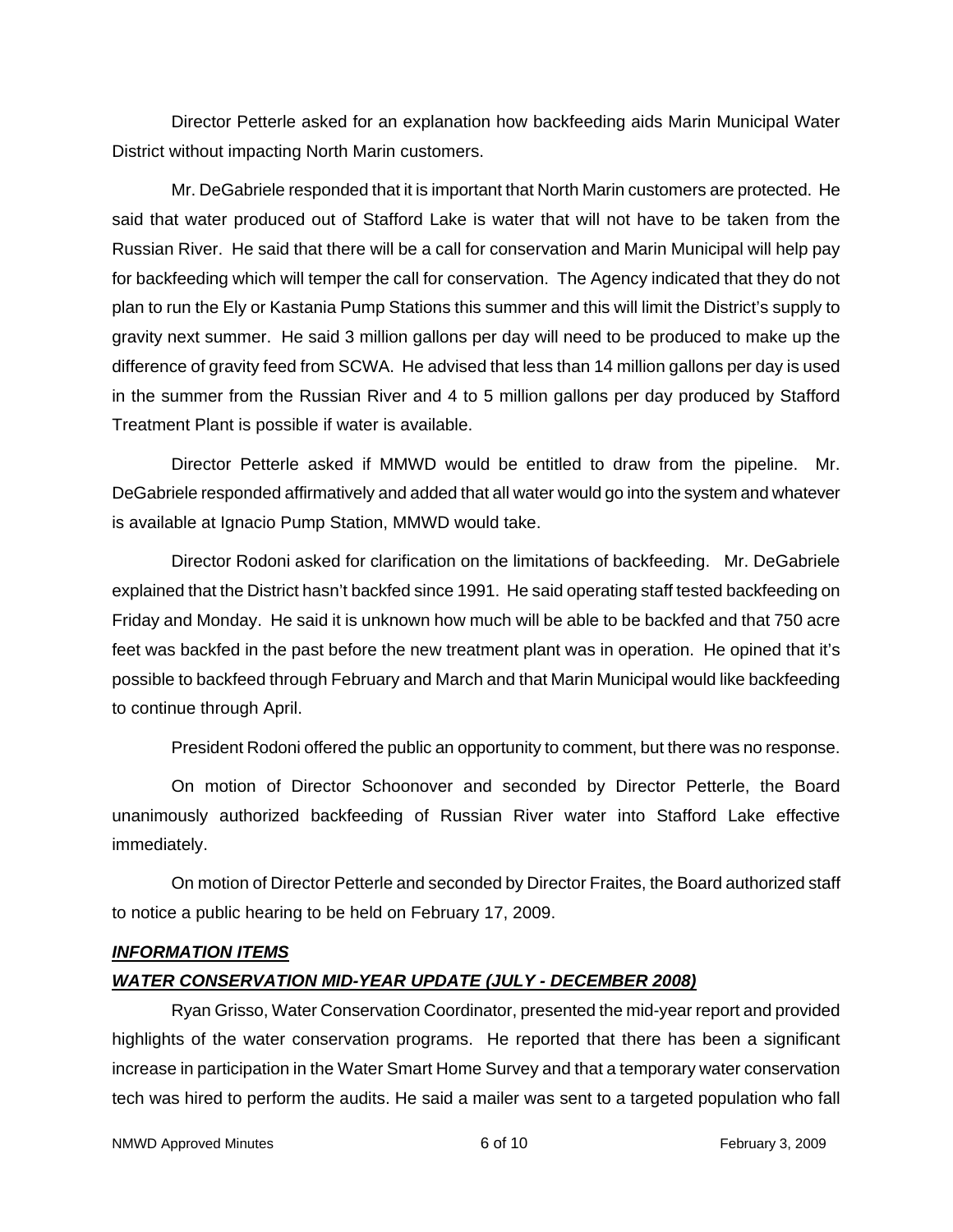Director Petterle asked for an explanation how backfeeding aids Marin Municipal Water District without impacting North Marin customers.

Mr. DeGabriele responded that it is important that North Marin customers are protected. He said that water produced out of Stafford Lake is water that will not have to be taken from the Russian River. He said that there will be a call for conservation and Marin Municipal will help pay for backfeeding which will temper the call for conservation. The Agency indicated that they do not plan to run the Ely or Kastania Pump Stations this summer and this will limit the District's supply to gravity next summer. He said 3 million gallons per day will need to be produced to make up the difference of gravity feed from SCWA. He advised that less than 14 million gallons per day is used in the summer from the Russian River and 4 to 5 million gallons per day produced by Stafford Treatment Plant is possible if water is available.

Director Petterle asked if MMWD would be entitled to draw from the pipeline. Mr. DeGabriele responded affirmatively and added that all water would go into the system and whatever is available at Ignacio Pump Station, MMWD would take.

Director Rodoni asked for clarification on the limitations of backfeeding. Mr. DeGabriele explained that the District hasn't backfed since 1991. He said operating staff tested backfeeding on Friday and Monday. He said it is unknown how much will be able to be backfed and that 750 acre feet was backfed in the past before the new treatment plant was in operation. He opined that it's possible to backfeed through February and March and that Marin Municipal would like backfeeding to continue through April.

President Rodoni offered the public an opportunity to comment, but there was no response.

On motion of Director Schoonover and seconded by Director Petterle, the Board unanimously authorized backfeeding of Russian River water into Stafford Lake effective immediately.

On motion of Director Petterle and seconded by Director Fraites, the Board authorized staff to notice a public hearing to be held on February 17, 2009.

***INFORMATION ITEMS***

***WATER CONSERVATION MID-YEAR UPDATE (JULY - DECEMBER 2008)***

Ryan Grisso, Water Conservation Coordinator, presented the mid-year report and provided highlights of the water conservation programs. He reported that there has been a significant increase in participation in the Water Smart Home Survey and that a temporary water conservation tech was hired to perform the audits. He said a mailer was sent to a targeted population who fall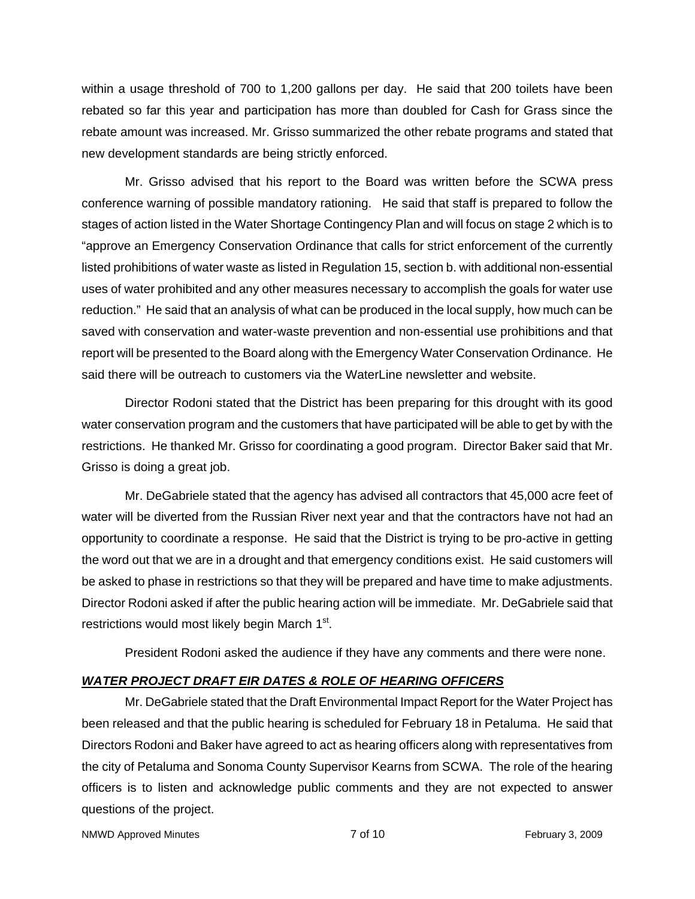within a usage threshold of 700 to 1,200 gallons per day. He said that 200 toilets have been rebated so far this year and participation has more than doubled for Cash for Grass since the rebate amount was increased. Mr. Grisso summarized the other rebate programs and stated that new development standards are being strictly enforced.

Mr. Grisso advised that his report to the Board was written before the SCWA press conference warning of possible mandatory rationing. He said that staff is prepared to follow the stages of action listed in the Water Shortage Contingency Plan and will focus on stage 2 which is to "approve an Emergency Conservation Ordinance that calls for strict enforcement of the currently listed prohibitions of water waste as listed in Regulation 15, section b. with additional non-essential uses of water prohibited and any other measures necessary to accomplish the goals for water use reduction." He said that an analysis of what can be produced in the local supply, how much can be saved with conservation and water-waste prevention and non-essential use prohibitions and that report will be presented to the Board along with the Emergency Water Conservation Ordinance. He said there will be outreach to customers via the WaterLine newsletter and website.

Director Rodoni stated that the District has been preparing for this drought with its good water conservation program and the customers that have participated will be able to get by with the restrictions. He thanked Mr. Grisso for coordinating a good program. Director Baker said that Mr. Grisso is doing a great job.

Mr. DeGabriele stated that the agency has advised all contractors that 45,000 acre feet of water will be diverted from the Russian River next year and that the contractors have not had an opportunity to coordinate a response. He said that the District is trying to be pro-active in getting the word out that we are in a drought and that emergency conditions exist. He said customers will be asked to phase in restrictions so that they will be prepared and have time to make adjustments. Director Rodoni asked if after the public hearing action will be immediate. Mr. DeGabriele said that restrictions would most likely begin March 1st.

President Rodoni asked the audience if they have any comments and there were none.

***WATER PROJECT DRAFT EIR DATES & ROLE OF HEARING OFFICERS***

Mr. DeGabriele stated that the Draft Environmental Impact Report for the Water Project has been released and that the public hearing is scheduled for February 18 in Petaluma. He said that Directors Rodoni and Baker have agreed to act as hearing officers along with representatives from the city of Petaluma and Sonoma County Supervisor Kearns from SCWA. The role of the hearing officers is to listen and acknowledge public comments and they are not expected to answer questions of the project.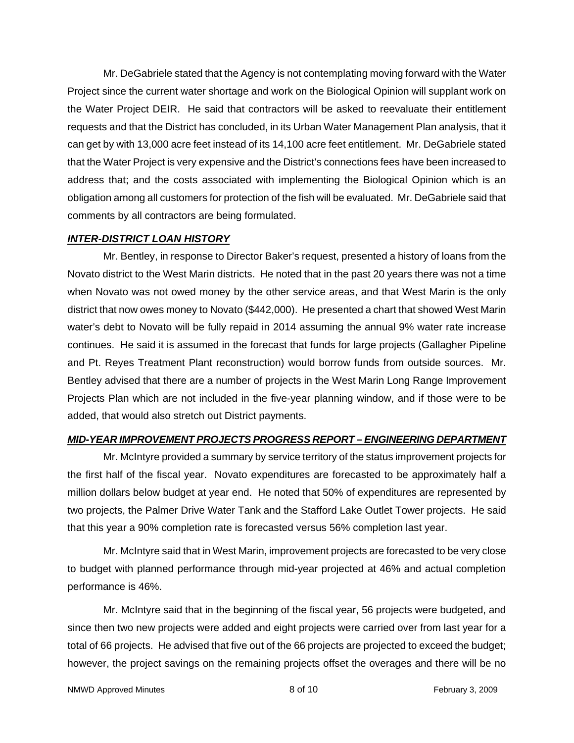Mr. DeGabriele stated that the Agency is not contemplating moving forward with the Water Project since the current water shortage and work on the Biological Opinion will supplant work on the Water Project DEIR. He said that contractors will be asked to reevaluate their entitlement requests and that the District has concluded, in its Urban Water Management Plan analysis, that it can get by with 13,000 acre feet instead of its 14,100 acre feet entitlement. Mr. DeGabriele stated that the Water Project is very expensive and the District's connections fees have been increased to address that; and the costs associated with implementing the Biological Opinion which is an obligation among all customers for protection of the fish will be evaluated. Mr. DeGabriele said that comments by all contractors are being formulated.

***INTER-DISTRICT LOAN HISTORY***

Mr. Bentley, in response to Director Baker's request, presented a history of loans from the Novato district to the West Marin districts. He noted that in the past 20 years there was not a time when Novato was not owed money by the other service areas, and that West Marin is the only district that now owes money to Novato ($442,000). He presented a chart that showed West Marin water's debt to Novato will be fully repaid in 2014 assuming the annual 9% water rate increase continues. He said it is assumed in the forecast that funds for large projects (Gallagher Pipeline and Pt. Reyes Treatment Plant reconstruction) would borrow funds from outside sources. Mr. Bentley advised that there are a number of projects in the West Marin Long Range Improvement Projects Plan which are not included in the five-year planning window, and if those were to be added, that would also stretch out District payments.

***MID-YEAR IMPROVEMENT PROJECTS PROGRESS REPORT – ENGINEERING DEPARTMENT***

Mr. McIntyre provided a summary by service territory of the status improvement projects for the first half of the fiscal year. Novato expenditures are forecasted to be approximately half a million dollars below budget at year end. He noted that 50% of expenditures are represented by two projects, the Palmer Drive Water Tank and the Stafford Lake Outlet Tower projects. He said that this year a 90% completion rate is forecasted versus 56% completion last year.

Mr. McIntyre said that in West Marin, improvement projects are forecasted to be very close to budget with planned performance through mid-year projected at 46% and actual completion performance is 46%.

Mr. McIntyre said that in the beginning of the fiscal year, 56 projects were budgeted, and since then two new projects were added and eight projects were carried over from last year for a total of 66 projects. He advised that five out of the 66 projects are projected to exceed the budget; however, the project savings on the remaining projects offset the overages and there will be no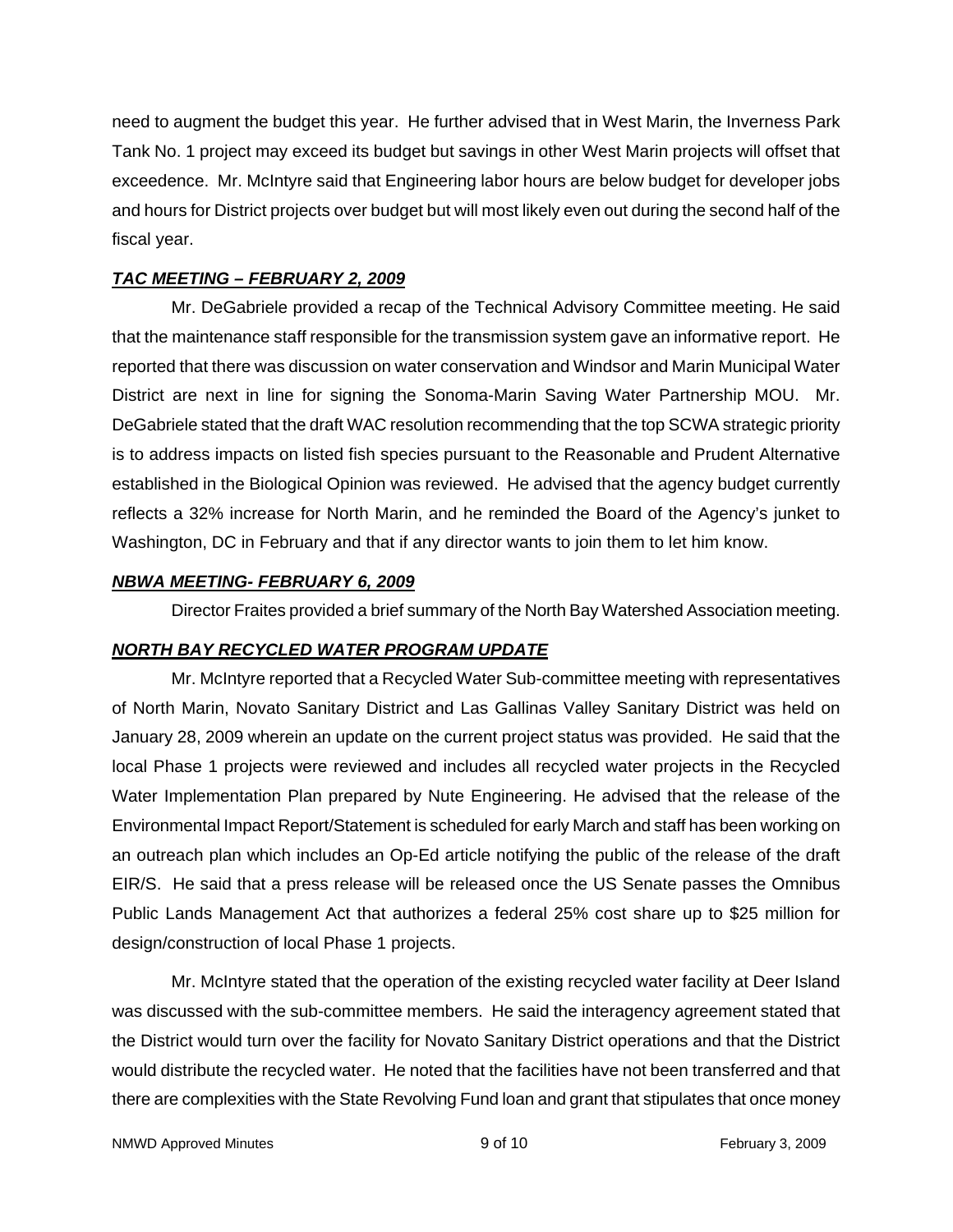need to augment the budget this year. He further advised that in West Marin, the Inverness Park Tank No. 1 project may exceed its budget but savings in other West Marin projects will offset that exceedence. Mr. McIntyre said that Engineering labor hours are below budget for developer jobs and hours for District projects over budget but will most likely even out during the second half of the fiscal year.

***TAC MEETING – FEBRUARY 2, 2009***

Mr. DeGabriele provided a recap of the Technical Advisory Committee meeting. He said that the maintenance staff responsible for the transmission system gave an informative report. He reported that there was discussion on water conservation and Windsor and Marin Municipal Water District are next in line for signing the Sonoma-Marin Saving Water Partnership MOU. Mr. DeGabriele stated that the draft WAC resolution recommending that the top SCWA strategic priority is to address impacts on listed fish species pursuant to the Reasonable and Prudent Alternative established in the Biological Opinion was reviewed. He advised that the agency budget currently reflects a 32% increase for North Marin, and he reminded the Board of the Agency's junket to Washington, DC in February and that if any director wants to join them to let him know.

***NBWA MEETING- FEBRUARY 6, 2009***

Director Fraites provided a brief summary of the North Bay Watershed Association meeting.

***NORTH BAY RECYCLED WATER PROGRAM UPDATE***

Mr. McIntyre reported that a Recycled Water Sub-committee meeting with representatives of North Marin, Novato Sanitary District and Las Gallinas Valley Sanitary District was held on January 28, 2009 wherein an update on the current project status was provided. He said that the local Phase 1 projects were reviewed and includes all recycled water projects in the Recycled Water Implementation Plan prepared by Nute Engineering. He advised that the release of the Environmental Impact Report/Statement is scheduled for early March and staff has been working on an outreach plan which includes an Op-Ed article notifying the public of the release of the draft EIR/S. He said that a press release will be released once the US Senate passes the Omnibus Public Lands Management Act that authorizes a federal 25% cost share up to $25 million for design/construction of local Phase 1 projects.

Mr. McIntyre stated that the operation of the existing recycled water facility at Deer Island was discussed with the sub-committee members. He said the interagency agreement stated that the District would turn over the facility for Novato Sanitary District operations and that the District would distribute the recycled water. He noted that the facilities have not been transferred and that there are complexities with the State Revolving Fund loan and grant that stipulates that once money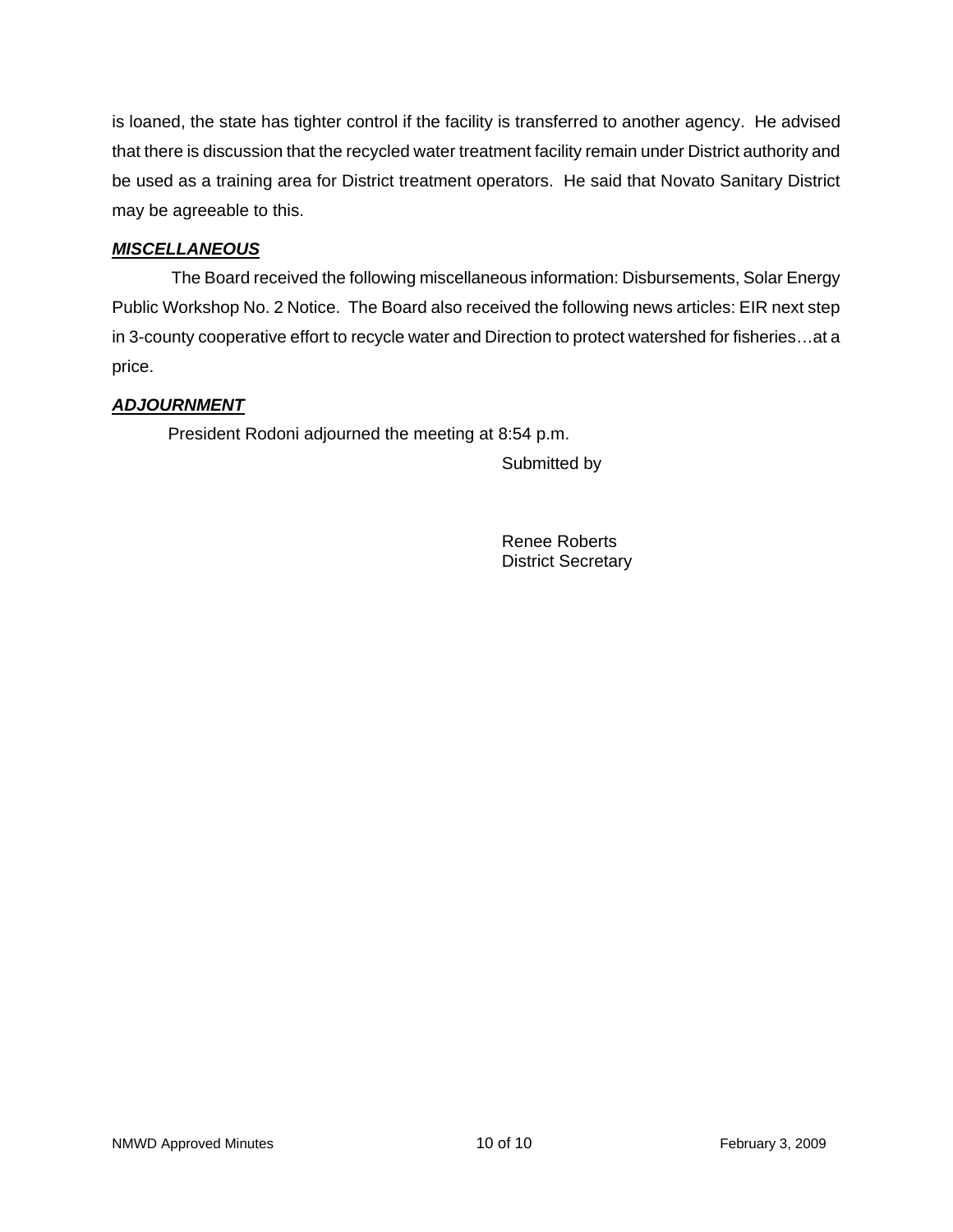is loaned, the state has tighter control if the facility is transferred to another agency. He advised that there is discussion that the recycled water treatment facility remain under District authority and be used as a training area for District treatment operators. He said that Novato Sanitary District may be agreeable to this.

***MISCELLANEOUS***

The Board received the following miscellaneous information: Disbursements, Solar Energy Public Workshop No. 2 Notice. The Board also received the following news articles: EIR next step in 3-county cooperative effort to recycle water and Direction to protect watershed for fisheries…at a price.

***ADJOURNMENT***

President Rodoni adjourned the meeting at 8:54 p.m.

Submitted by

Renee Roberts
District Secretary